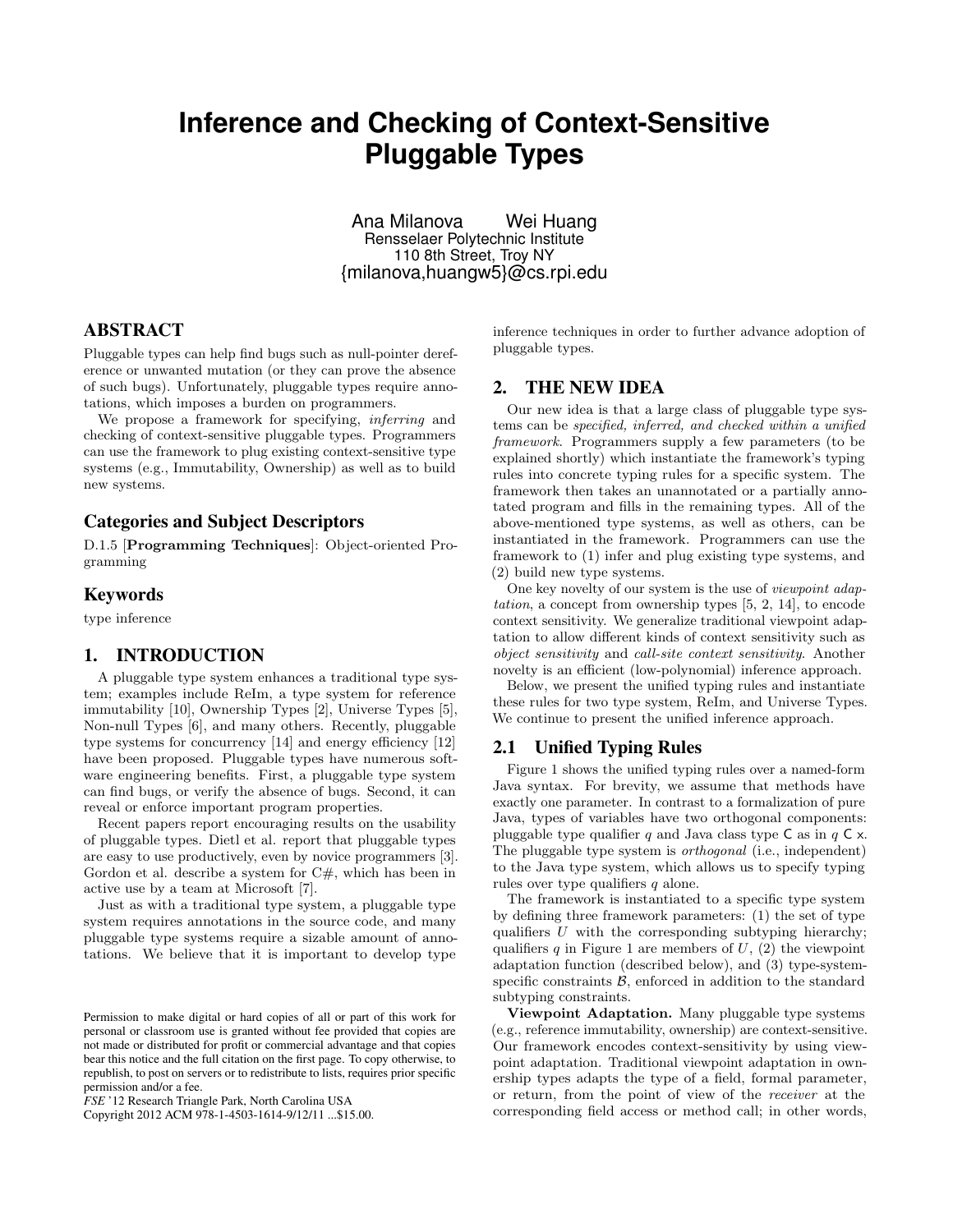# Inference and Checking of Context-Sensitive Pluggable Types

Ana Milanova  Wei Huang
Rensselaer Polytechnic Institute
110 8th Street, Troy NY
{milanova,huangw5}@cs.rpi.edu

## ABSTRACT

Pluggable types can help find bugs such as null-pointer dereference or unwanted mutation (or they can prove the absence of such bugs). Unfortunately, pluggable types require annotations, which imposes a burden on programmers.

We propose a framework for specifying, *inferring* and checking of context-sensitive pluggable types. Programmers can use the framework to plug existing context-sensitive type systems (e.g., Immutability, Ownership) as well as to build new systems.

### Categories and Subject Descriptors

D.1.5 [**Programming Techniques**]: Object-oriented Programming

### Keywords

type inference

## 1. INTRODUCTION

A pluggable type system enhances a traditional type system; examples include ReIm, a type system for reference immutability [10], Ownership Types [2], Universe Types [5], Non-null Types [6], and many others. Recently, pluggable type systems for concurrency [14] and energy efficiency [12] have been proposed. Pluggable types have numerous software engineering benefits. First, a pluggable type system can find bugs, or verify the absence of bugs. Second, it can reveal or enforce important program properties.

Recent papers report encouraging results on the usability of pluggable types. Dietl et al. report that pluggable types are easy to use productively, even by novice programmers [3]. Gordon et al. describe a system for C#, which has been in active use by a team at Microsoft [7].

Just as with a traditional type system, a pluggable type system requires annotations in the source code, and many pluggable type systems require a sizable amount of annotations. We believe that it is important to develop type inference techniques in order to further advance adoption of pluggable types.

Permission to make digital or hard copies of all or part of this work for personal or classroom use is granted without fee provided that copies are not made or distributed for profit or commercial advantage and that copies bear this notice and the full citation on the first page. To copy otherwise, to republish, to post on servers or to redistribute to lists, requires prior specific permission and/or a fee.
*FSE* '12 Research Triangle Park, North Carolina USA
Copyright 2012 ACM 978-1-4503-1614-9/12/11 ...$15.00.

## 2. THE NEW IDEA

Our new idea is that a large class of pluggable type systems can be *specified, inferred, and checked within a unified framework*. Programmers supply a few parameters (to be explained shortly) which instantiate the framework's typing rules into concrete typing rules for a specific system. The framework then takes an unannotated or a partially annotated program and fills in the remaining types. All of the above-mentioned type systems, as well as others, can be instantiated in the framework. Programmers can use the framework to (1) infer and plug existing type systems, and (2) build new type systems.

One key novelty of our system is the use of *viewpoint adaptation*, a concept from ownership types [5, 2, 14], to encode context sensitivity. We generalize traditional viewpoint adaptation to allow different kinds of context sensitivity such as *object sensitivity* and *call-site context sensitivity*. Another novelty is an efficient (low-polynomial) inference approach.

Below, we present the unified typing rules and instantiate these rules for two type system, ReIm, and Universe Types. We continue to present the unified inference approach.

### 2.1 Unified Typing Rules

Figure 1 shows the unified typing rules over a named-form Java syntax. For brevity, we assume that methods have exactly one parameter. In contrast to a formalization of pure Java, types of variables have two orthogonal components: pluggable type qualifier $q$ and Java class type $\mathsf{C}$ as in $q\ \mathsf{C}\ \mathsf{x}$. The pluggable type system is *orthogonal* (i.e., independent) to the Java type system, which allows us to specify typing rules over type qualifiers $q$ alone.

The framework is instantiated to a specific type system by defining three framework parameters: (1) the set of type qualifiers $U$ with the corresponding subtyping hierarchy; qualifiers $q$ in Figure 1 are members of $U$, (2) the viewpoint adaptation function (described below), and (3) type-system-specific constraints $\mathcal{B}$, enforced in addition to the standard subtyping constraints.

**Viewpoint Adaptation.** Many pluggable type systems (e.g., reference immutability, ownership) are context-sensitive. Our framework encodes context-sensitivity by using viewpoint adaptation. Traditional viewpoint adaptation in ownership types adapts the type of a field, formal parameter, or return, from the point of view of the *receiver* at the corresponding field access or method call; in other words,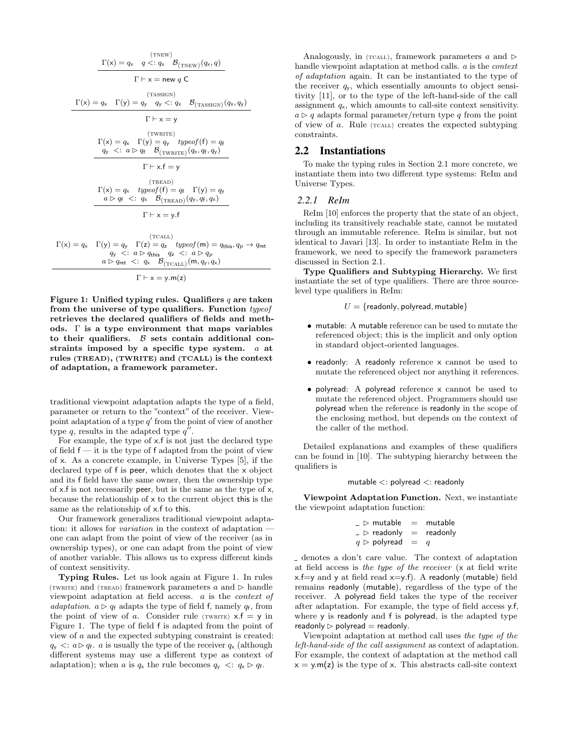$$\frac{\Gamma(\mathsf{x}) = q_\mathsf{x} \quad q <: q_\mathsf{x} \quad \mathcal{B}_{(\text{TNEW})}(q_\mathsf{x}, q)}{\Gamma \vdash \mathsf{x} = \mathsf{new}\ q\ \mathsf{C}} \text{ (TNEW)}$$

$$\frac{\Gamma(\mathsf{x}) = q_\mathsf{x} \quad \Gamma(\mathsf{y}) = q_\mathsf{y} \quad q_\mathsf{y} <: q_\mathsf{x} \quad \mathcal{B}_{(\text{TASSIGN})}(q_\mathsf{x}, q_\mathsf{y})}{\Gamma \vdash \mathsf{x} = \mathsf{y}} \text{ (TASSIGN)}$$

$$\frac{\begin{array}{c}\Gamma(\mathsf{x}) = q_\mathsf{x} \quad \Gamma(\mathsf{y}) = q_\mathsf{y} \quad \mathit{typeof}(\mathsf{f}) = q_\mathsf{f} \\ q_\mathsf{y} <: a \rhd q_\mathsf{f} \quad \mathcal{B}_{(\text{TWRITE})}(q_\mathsf{x}, q_\mathsf{f}, q_\mathsf{y})\end{array}}{\Gamma \vdash \mathsf{x.f} = \mathsf{y}} \text{ (TWRITE)}$$

$$\frac{\begin{array}{c}\Gamma(\mathsf{x}) = q_\mathsf{x} \quad \mathit{typeof}(\mathsf{f}) = q_\mathsf{f} \quad \Gamma(\mathsf{y}) = q_\mathsf{y} \\ a \rhd q_\mathsf{f} <: q_\mathsf{x} \quad \mathcal{B}_{(\text{TREAD})}(q_\mathsf{y}, q_\mathsf{f}, q_\mathsf{x})\end{array}}{\Gamma \vdash \mathsf{x} = \mathsf{y.f}} \text{ (TREAD)}$$

$$\frac{\begin{array}{c}\Gamma(\mathsf{x}) = q_\mathsf{x} \quad \Gamma(\mathsf{y}) = q_\mathsf{y} \quad \Gamma(\mathsf{z}) = q_\mathsf{z} \quad \mathit{typeof}(\mathsf{m}) = q_{\mathsf{this}}, q_p \rightarrow q_{\mathsf{ret}} \\ q_\mathsf{y} <: a \rhd q_{\mathsf{this}} \quad q_\mathsf{z} <: a \rhd q_p \\ a \rhd q_{\mathsf{ret}} <: q_\mathsf{x} \quad \mathcal{B}_{(\text{TCALL})}(\mathsf{m}, q_\mathsf{y}, q_\mathsf{x})\end{array}}{\Gamma \vdash \mathsf{x} = \mathsf{y.m(z)}} \text{ (TCALL)}$$

**Figure 1: Unified typing rules. Qualifiers $q$ are taken from the universe of type qualifiers. Function *typeof* retrieves the declared qualifiers of fields and methods. $\Gamma$ is a type environment that maps variables to their qualifiers. $\mathcal{B}$ sets contain additional constraints imposed by a specific type system. $a$ at rules (TREAD), (TWRITE) and (TCALL) is the context of adaptation, a framework parameter.**

traditional viewpoint adaptation adapts the type of a field, parameter or return to the "context" of the receiver. Viewpoint adaptation of a type $q'$ from the point of view of another type $q$, results in the adapted type $q''$.

For example, the type of x.f is not just the declared type of field f — it is the type of f adapted from the point of view of x. As a concrete example, in Universe Types [5], if the declared type of f is peer, which denotes that the x object and its f field have the same owner, then the ownership type of x.f is not necessarily peer, but is the same as the type of x, because the relationship of x to the current object this is the same as the relationship of x.f to this.

Our framework generalizes traditional viewpoint adaptation: it allows for *variation* in the context of adaptation — one can adapt from the point of view of the receiver (as in ownership types), or one can adapt from the point of view of another variable. This allows us to express different kinds of context sensitivity.

**Typing Rules.** Let us look again at Figure 1. In rules (TWRITE) and (TREAD) framework parameters $a$ and $\rhd$ handle viewpoint adaptation at field access. $a$ is the *context of adaptation*. $a \rhd q_\mathsf{f}$ adapts the type of field f, namely $q_\mathsf{f}$, from the point of view of $a$. Consider rule (TWRITE) x.f = y in Figure 1. The type of field f is adapted from the point of view of $a$ and the expected subtyping constraint is created: $q_\mathsf{y} <: a \rhd q_\mathsf{f}$. $a$ is usually the type of the receiver $q_\mathsf{x}$ (although different systems may use a different type as context of adaptation); when $a$ is $q_\mathsf{x}$ the rule becomes $q_\mathsf{y} <: q_\mathsf{x} \rhd q_\mathsf{f}$.

Analogously, in (TCALL), framework parameters $a$ and $\rhd$ handle viewpoint adaptation at method calls. $a$ is the *context of adaptation* again. It can be instantiated to the type of the receiver $q_\mathsf{y}$, which essentially amounts to object sensitivity [11], or to the type of the left-hand-side of the call assignment $q_\mathsf{x}$, which amounts to call-site context sensitivity. $a \rhd q$ adapts formal parameter/return type $q$ from the point of view of $a$. Rule (TCALL) creates the expected subtyping constraints.

## 2.2 Instantiations

To make the typing rules in Section 2.1 more concrete, we instantiate them into two different type systems: ReIm and Universe Types.

### 2.2.1 ReIm

ReIm [10] enforces the property that the state of an object, including its transitively reachable state, cannot be mutated through an immutable reference. ReIm is similar, but not identical to Javari [13]. In order to instantiate ReIm in the framework, we need to specify the framework parameters discussed in Section 2.1.

**Type Qualifiers and Subtyping Hierarchy.** We first instantiate the set of type qualifiers. There are three source-level type qualifiers in ReIm:

$$U = \{\mathsf{readonly}, \mathsf{polyread}, \mathsf{mutable}\}$$

- mutable: A mutable reference can be used to mutate the referenced object; this is the implicit and only option in standard object-oriented languages.
- readonly: A readonly reference x cannot be used to mutate the referenced object nor anything it references.
- polyread: A polyread reference x cannot be used to mutate the referenced object. Programmers should use polyread when the reference is readonly in the scope of the enclosing method, but depends on the context of the caller of the method.

Detailed explanations and examples of these qualifiers can be found in [10]. The subtyping hierarchy between the qualifiers is

$$\mathsf{mutable} <: \mathsf{polyread} <: \mathsf{readonly}$$

**Viewpoint Adaptation Function.** Next, we instantiate the viewpoint adaptation function:

$$\begin{array}{rcl} \_ \rhd \mathsf{mutable} & = & \mathsf{mutable} \\ \_ \rhd \mathsf{readonly} & = & \mathsf{readonly} \\ q \rhd \mathsf{polyread} & = & q \end{array}$$

_ denotes a don't care value. The context of adaptation at field access is *the type of the receiver* (x at field write x.f=y and y at field read x=y.f). A readonly (mutable) field remains readonly (mutable), regardless of the type of the receiver. A polyread field takes the type of the receiver after adaptation. For example, the type of field access y.f, where y is readonly and f is polyread, is the adapted type readonly $\rhd$ polyread = readonly.

Viewpoint adaptation at method call uses *the type of the left-hand-side of the call assignment* as context of adaptation. For example, the context of adaptation at the method call x = y.m(z) is the type of x. This abstracts call-site context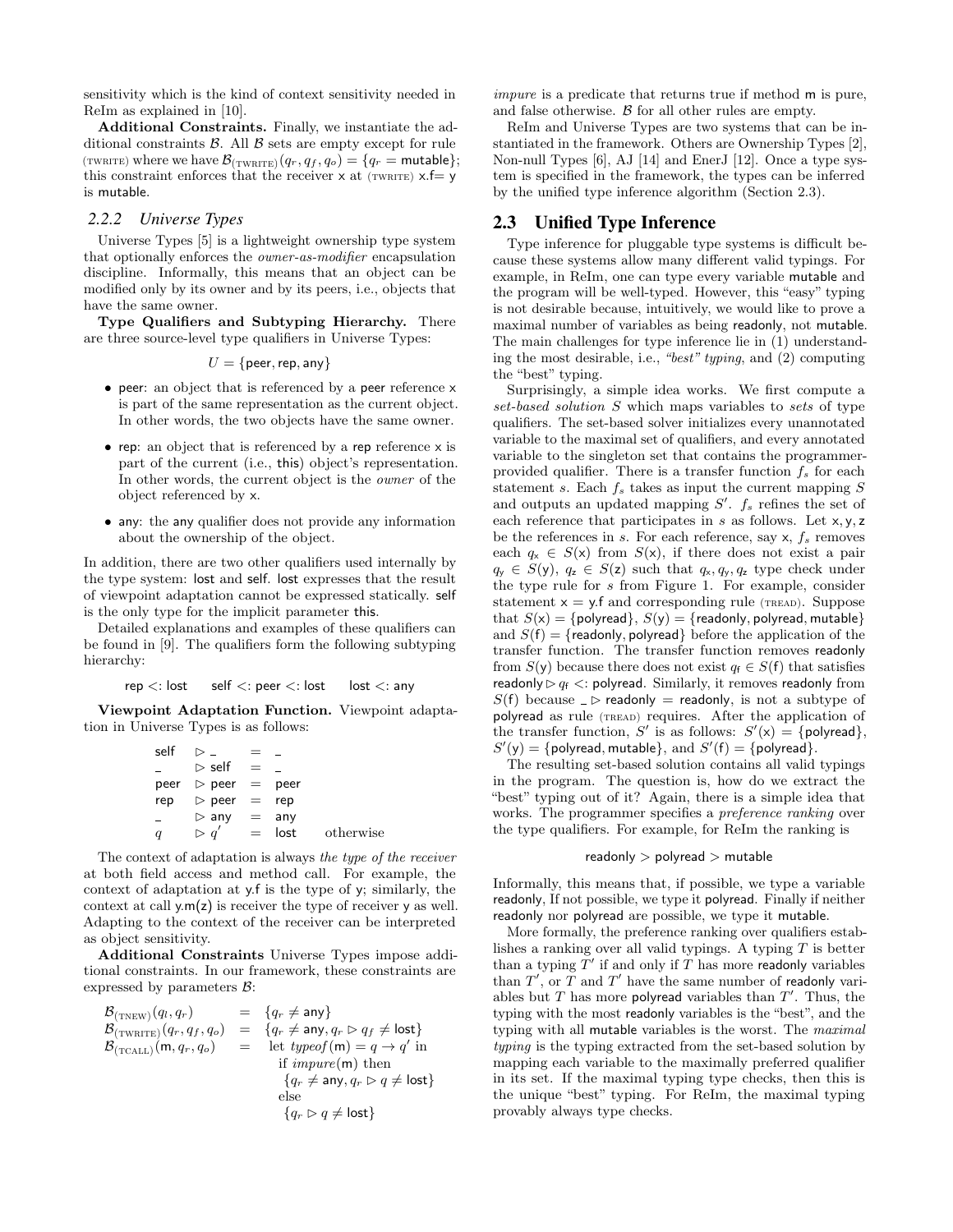sensitivity which is the kind of context sensitivity needed in ReIm as explained in [10].

**Additional Constraints.** Finally, we instantiate the additional constraints $\mathcal{B}$. All $\mathcal{B}$ sets are empty except for rule (TWRITE) where we have $\mathcal{B}_{(\text{TWRITE})}(q_r, q_f, q_o) = \{q_r = \mathsf{mutable}\}$; this constraint enforces that the receiver x at (TWRITE) x.f= y is mutable.

### 2.2.2 Universe Types

Universe Types [5] is a lightweight ownership type system that optionally enforces the *owner-as-modifier* encapsulation discipline. Informally, this means that an object can be modified only by its owner and by its peers, i.e., objects that have the same owner.

**Type Qualifiers and Subtyping Hierarchy.** There are three source-level type qualifiers in Universe Types:

$$U = \{\mathsf{peer}, \mathsf{rep}, \mathsf{any}\}$$

- peer: an object that is referenced by a peer reference x is part of the same representation as the current object. In other words, the two objects have the same owner.
- rep: an object that is referenced by a rep reference x is part of the current (i.e., this) object's representation. In other words, the current object is the *owner* of the object referenced by x.
- any: the any qualifier does not provide any information about the ownership of the object.

In addition, there are two other qualifiers used internally by the type system: lost and self. lost expresses that the result of viewpoint adaptation cannot be expressed statically. self is the only type for the implicit parameter this.

Detailed explanations and examples of these qualifiers can be found in [9]. The qualifiers form the following subtyping hierarchy:

$$\mathsf{rep} <: \mathsf{lost} \qquad \mathsf{self} <: \mathsf{peer} <: \mathsf{lost} \qquad \mathsf{lost} <: \mathsf{any}$$

**Viewpoint Adaptation Function.** Viewpoint adaptation in Universe Types is as follows:

$$
\begin{array}{llll}
\mathsf{self} & \rhd \_ & = & \_ \\
\_ & \rhd \mathsf{self} & = & \_ \\
\mathsf{peer} & \rhd \mathsf{peer} & = & \mathsf{peer} \\
\mathsf{rep} & \rhd \mathsf{peer} & = & \mathsf{rep} \\
\_ & \rhd \mathsf{any} & = & \mathsf{any} \\
q & \rhd q' & = & \mathsf{lost} \quad \text{otherwise}
\end{array}
$$

The context of adaptation is always *the type of the receiver* at both field access and method call. For example, the context of adaptation at y.f is the type of y; similarly, the context at call y.m(z) is receiver the type of receiver y as well. Adapting to the context of the receiver can be interpreted as object sensitivity.

**Additional Constraints** Universe Types impose additional constraints. In our framework, these constraints are expressed by parameters $\mathcal{B}$:

$$
\begin{array}{lll}
\mathcal{B}_{(\text{TNEW})}(q_l, q_r) & = & \{q_r \neq \mathsf{any}\} \\
\mathcal{B}_{(\text{TWRITE})}(q_r, q_f, q_o) & = & \{q_r \neq \mathsf{any}, q_r \rhd q_f \neq \mathsf{lost}\} \\
\mathcal{B}_{(\text{TCALL})}(\mathsf{m}, q_r, q_o) & = & \text{let } \mathit{typeof}(\mathsf{m}) = q \to q' \text{ in} \\
 & & \quad \text{if } \mathit{impure}(\mathsf{m}) \text{ then} \\
 & & \quad \{q_r \neq \mathsf{any}, q_r \rhd q \neq \mathsf{lost}\} \\
 & & \quad \text{else} \\
 & & \quad \{q_r \rhd q \neq \mathsf{lost}\}
\end{array}
$$

*impure* is a predicate that returns true if method m is pure, and false otherwise. $\mathcal{B}$ for all other rules are empty.

ReIm and Universe Types are two systems that can be instantiated in the framework. Others are Ownership Types [2], Non-null Types [6], AJ [14] and EnerJ [12]. Once a type system is specified in the framework, the types can be inferred by the unified type inference algorithm (Section 2.3).

## 2.3 Unified Type Inference

Type inference for pluggable type systems is difficult because these systems allow many different valid typings. For example, in ReIm, one can type every variable mutable and the program will be well-typed. However, this "easy" typing is not desirable because, intuitively, we would like to prove a maximal number of variables as being readonly, not mutable. The main challenges for type inference lie in (1) understanding the most desirable, i.e., *"best" typing*, and (2) computing the "best" typing.

Surprisingly, a simple idea works. We first compute a *set-based solution* $S$ which maps variables to *sets* of type qualifiers. The set-based solver initializes every unannotated variable to the maximal set of qualifiers, and every annotated variable to the singleton set that contains the programmer-provided qualifier. There is a transfer function $f_s$ for each statement $s$. Each $f_s$ takes as input the current mapping $S$ and outputs an updated mapping $S'$. $f_s$ refines the set of each reference that participates in $s$ as follows. Let x, y, z be the references in $s$. For each reference, say x, $f_s$ removes each $q_\mathsf{x} \in S(\mathsf{x})$ from $S(\mathsf{x})$, if there does not exist a pair $q_\mathsf{y} \in S(\mathsf{y})$, $q_\mathsf{z} \in S(\mathsf{z})$ such that $q_\mathsf{x}, q_\mathsf{y}, q_\mathsf{z}$ type check under the type rule for $s$ from Figure 1. For example, consider statement x = y.f and corresponding rule (TREAD). Suppose that $S(\mathsf{x}) = \{\mathsf{polyread}\}$, $S(\mathsf{y}) = \{\mathsf{readonly}, \mathsf{polyread}, \mathsf{mutable}\}$ and $S(\mathsf{f}) = \{\mathsf{readonly}, \mathsf{polyread}\}$ before the application of the transfer function. The transfer function removes readonly from $S(\mathsf{y})$ because there does not exist $q_\mathsf{f} \in S(\mathsf{f})$ that satisfies $\mathsf{readonly} \rhd q_\mathsf{f} <: \mathsf{polyread}$. Similarly, it removes readonly from $S(\mathsf{f})$ because $\_ \rhd \mathsf{readonly} = \mathsf{readonly}$, is not a subtype of polyread as rule (TREAD) requires. After the application of the transfer function, $S'$ is as follows: $S'(\mathsf{x}) = \{\mathsf{polyread}\}$, $S'(\mathsf{y}) = \{\mathsf{polyread}, \mathsf{mutable}\}$, and $S'(\mathsf{f}) = \{\mathsf{polyread}\}$.

The resulting set-based solution contains all valid typings in the program. The question is, how do we extract the "best" typing out of it? Again, there is a simple idea that works. The programmer specifies a *preference ranking* over the type qualifiers. For example, for ReIm the ranking is

$$\mathsf{readonly} > \mathsf{polyread} > \mathsf{mutable}$$

Informally, this means that, if possible, we type a variable readonly, If not possible, we type it polyread. Finally if neither readonly nor polyread are possible, we type it mutable.

More formally, the preference ranking over qualifiers establishes a ranking over all valid typings. A typing $T$ is better than a typing $T'$ if and only if $T$ has more readonly variables than $T'$, or $T$ and $T'$ have the same number of readonly variables but $T$ has more polyread variables than $T'$. Thus, the typing with the most readonly variables is the "best", and the typing with all mutable variables is the worst. The *maximal typing* is the typing extracted from the set-based solution by mapping each variable to the maximally preferred qualifier in its set. If the maximal typing type checks, then this is the unique "best" typing. For ReIm, the maximal typing provably always type checks.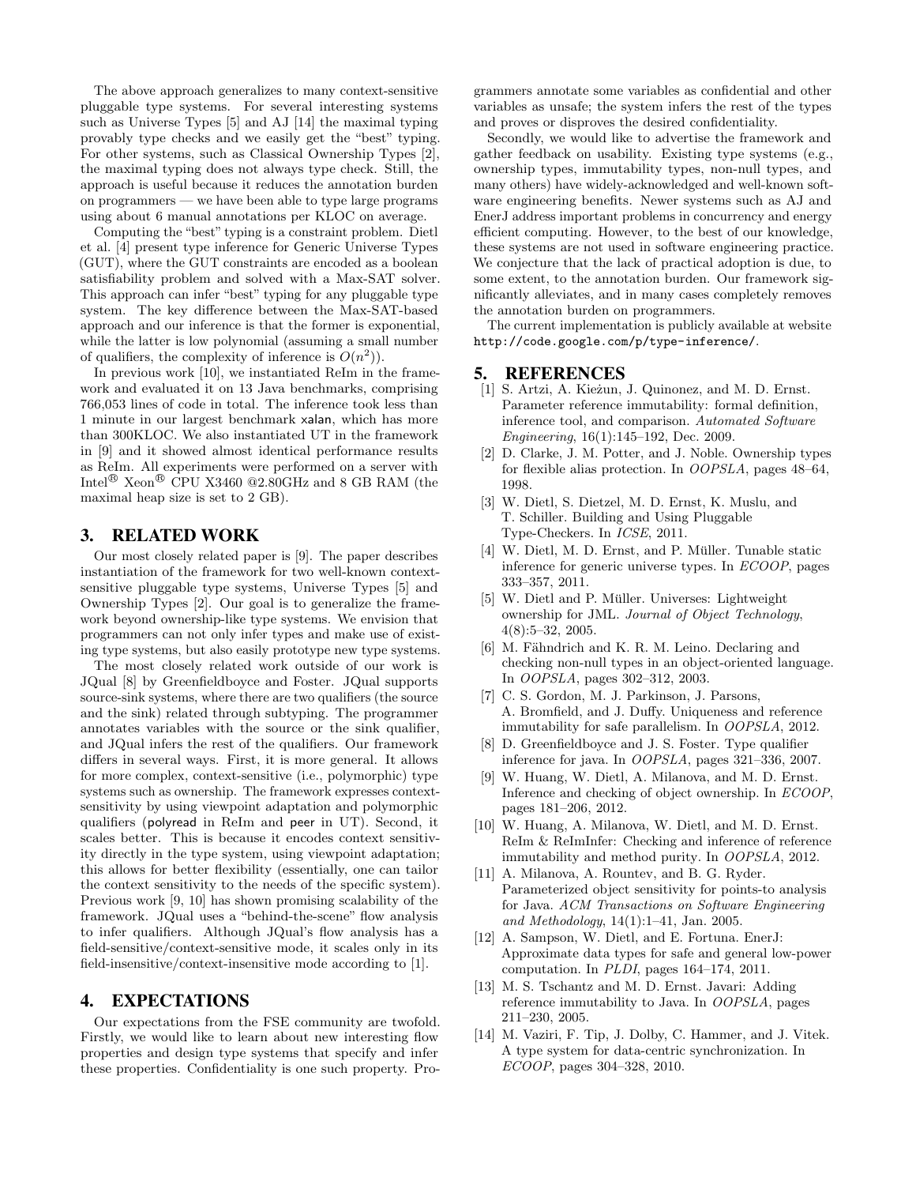The above approach generalizes to many context-sensitive pluggable type systems. For several interesting systems such as Universe Types [5] and AJ [14] the maximal typing provably type checks and we easily get the "best" typing. For other systems, such as Classical Ownership Types [2], the maximal typing does not always type check. Still, the approach is useful because it reduces the annotation burden on programmers — we have been able to type large programs using about 6 manual annotations per KLOC on average.

Computing the "best" typing is a constraint problem. Dietl et al. [4] present type inference for Generic Universe Types (GUT), where the GUT constraints are encoded as a boolean satisfiability problem and solved with a Max-SAT solver. This approach can infer "best" typing for any pluggable type system. The key difference between the Max-SAT-based approach and our inference is that the former is exponential, while the latter is low polynomial (assuming a small number of qualifiers, the complexity of inference is $O(n^2)$).

In previous work [10], we instantiated ReIm in the framework and evaluated it on 13 Java benchmarks, comprising 766,053 lines of code in total. The inference took less than 1 minute in our largest benchmark xalan, which has more than 300KLOC. We also instantiated UT in the framework in [9] and it showed almost identical performance results as ReIm. All experiments were performed on a server with Intel® Xeon® CPU X3460 @2.80GHz and 8 GB RAM (the maximal heap size is set to 2 GB).

## 3. RELATED WORK

Our most closely related paper is [9]. The paper describes instantiation of the framework for two well-known context-sensitive pluggable type systems, Universe Types [5] and Ownership Types [2]. Our goal is to generalize the framework beyond ownership-like type systems. We envision that programmers can not only infer types and make use of existing type systems, but also easily prototype new type systems.

The most closely related work outside of our work is JQual [8] by Greenfieldboyce and Foster. JQual supports source-sink systems, where there are two qualifiers (the source and the sink) related through subtyping. The programmer annotates variables with the source or the sink qualifier, and JQual infers the rest of the qualifiers. Our framework differs in several ways. First, it is more general. It allows for more complex, context-sensitive (i.e., polymorphic) type systems such as ownership. The framework expresses context-sensitivity by using viewpoint adaptation and polymorphic qualifiers (polyread in ReIm and peer in UT). Second, it scales better. This is because it encodes context sensitivity directly in the type system, using viewpoint adaptation; this allows for better flexibility (essentially, one can tailor the context sensitivity to the needs of the specific system). Previous work [9, 10] has shown promising scalability of the framework. JQual uses a "behind-the-scene" flow analysis to infer qualifiers. Although JQual's flow analysis has a field-sensitive/context-sensitive mode, it scales only in its field-insensitive/context-insensitive mode according to [1].

## 4. EXPECTATIONS

Our expectations from the FSE community are twofold. Firstly, we would like to learn about new interesting flow properties and design type systems that specify and infer these properties. Confidentiality is one such property. Programmers annotate some variables as confidential and other variables as unsafe; the system infers the rest of the types and proves or disproves the desired confidentiality.

Secondly, we would like to advertise the framework and gather feedback on usability. Existing type systems (e.g., ownership types, immutability types, non-null types, and many others) have widely-acknowledged and well-known software engineering benefits. Newer systems such as AJ and EnerJ address important problems in concurrency and energy efficient computing. However, to the best of our knowledge, these systems are not used in software engineering practice. We conjecture that the lack of practical adoption is due, to some extent, to the annotation burden. Our framework significantly alleviates, and in many cases completely removes the annotation burden on programmers.

The current implementation is publicly available at website `http://code.google.com/p/type-inference/`.

## 5. REFERENCES

[1] S. Artzi, A. Kieżun, J. Quinonez, and M. D. Ernst. Parameter reference immutability: formal definition, inference tool, and comparison. *Automated Software Engineering*, 16(1):145–192, Dec. 2009.

[2] D. Clarke, J. M. Potter, and J. Noble. Ownership types for flexible alias protection. In *OOPSLA*, pages 48–64, 1998.

[3] W. Dietl, S. Dietzel, M. D. Ernst, K. Muslu, and T. Schiller. Building and Using Pluggable Type-Checkers. In *ICSE*, 2011.

[4] W. Dietl, M. D. Ernst, and P. Müller. Tunable static inference for generic universe types. In *ECOOP*, pages 333–357, 2011.

[5] W. Dietl and P. Müller. Universes: Lightweight ownership for JML. *Journal of Object Technology*, 4(8):5–32, 2005.

[6] M. Fähndrich and K. R. M. Leino. Declaring and checking non-null types in an object-oriented language. In *OOPSLA*, pages 302–312, 2003.

[7] C. S. Gordon, M. J. Parkinson, J. Parsons, A. Bromfield, and J. Duffy. Uniqueness and reference immutability for safe parallelism. In *OOPSLA*, 2012.

[8] D. Greenfieldboyce and J. S. Foster. Type qualifier inference for java. In *OOPSLA*, pages 321–336, 2007.

[9] W. Huang, W. Dietl, A. Milanova, and M. D. Ernst. Inference and checking of object ownership. In *ECOOP*, pages 181–206, 2012.

[10] W. Huang, A. Milanova, W. Dietl, and M. D. Ernst. ReIm & ReImInfer: Checking and inference of reference immutability and method purity. In *OOPSLA*, 2012.

[11] A. Milanova, A. Rountev, and B. G. Ryder. Parameterized object sensitivity for points-to analysis for Java. *ACM Transactions on Software Engineering and Methodology*, 14(1):1–41, Jan. 2005.

[12] A. Sampson, W. Dietl, and E. Fortuna. EnerJ: Approximate data types for safe and general low-power computation. In *PLDI*, pages 164–174, 2011.

[13] M. S. Tschantz and M. D. Ernst. Javari: Adding reference immutability to Java. In *OOPSLA*, pages 211–230, 2005.

[14] M. Vaziri, F. Tip, J. Dolby, C. Hammer, and J. Vitek. A type system for data-centric synchronization. In *ECOOP*, pages 304–328, 2010.